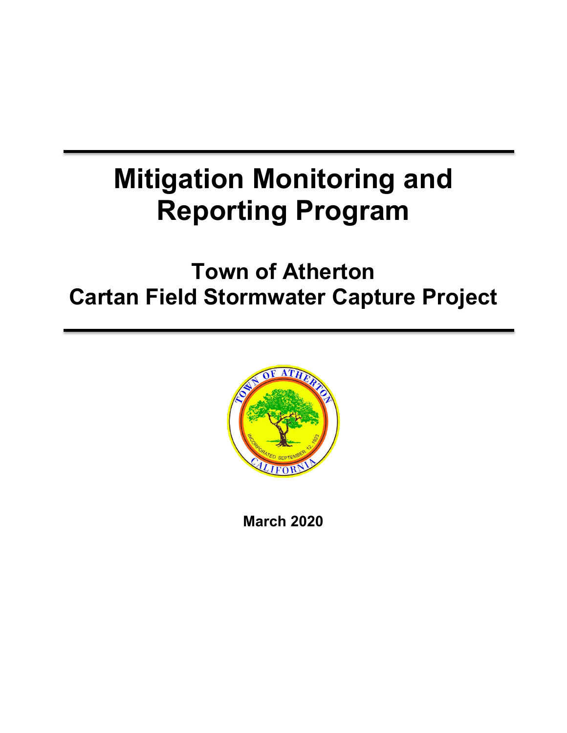# Mitigation Monitoring and Reporting Program

## Town of Atherton
## Cartan Field Stormwater Capture Project

**March 2020**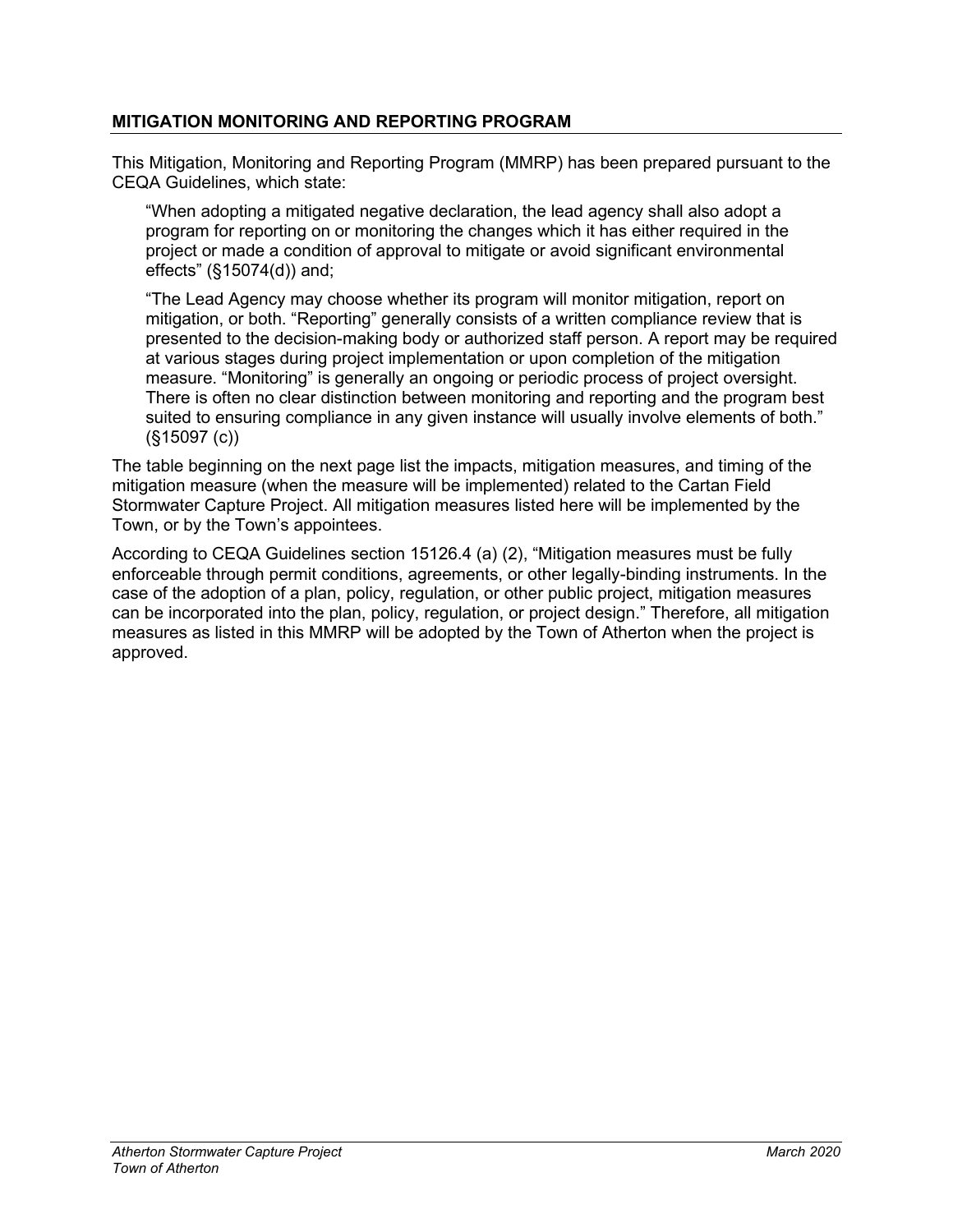## MITIGATION MONITORING AND REPORTING PROGRAM

This Mitigation, Monitoring and Reporting Program (MMRP) has been prepared pursuant to the CEQA Guidelines, which state:

> "When adopting a mitigated negative declaration, the lead agency shall also adopt a program for reporting on or monitoring the changes which it has either required in the project or made a condition of approval to mitigate or avoid significant environmental effects" (§15074(d)) and;
>
> "The Lead Agency may choose whether its program will monitor mitigation, report on mitigation, or both. "Reporting" generally consists of a written compliance review that is presented to the decision-making body or authorized staff person. A report may be required at various stages during project implementation or upon completion of the mitigation measure. "Monitoring" is generally an ongoing or periodic process of project oversight. There is often no clear distinction between monitoring and reporting and the program best suited to ensuring compliance in any given instance will usually involve elements of both." (§15097 (c))

The table beginning on the next page list the impacts, mitigation measures, and timing of the mitigation measure (when the measure will be implemented) related to the Cartan Field Stormwater Capture Project. All mitigation measures listed here will be implemented by the Town, or by the Town's appointees.

According to CEQA Guidelines section 15126.4 (a) (2), "Mitigation measures must be fully enforceable through permit conditions, agreements, or other legally-binding instruments. In the case of the adoption of a plan, policy, regulation, or other public project, mitigation measures can be incorporated into the plan, policy, regulation, or project design." Therefore, all mitigation measures as listed in this MMRP will be adopted by the Town of Atherton when the project is approved.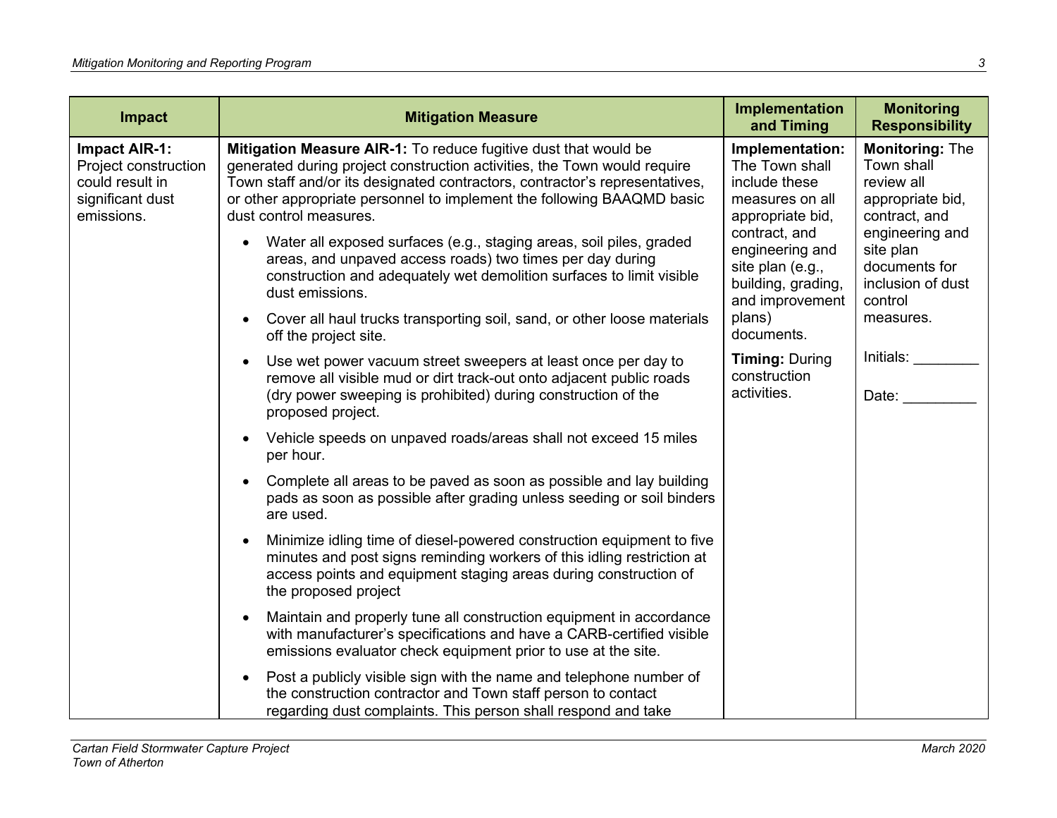| Impact | Mitigation Measure | Implementation and Timing | Monitoring Responsibility |
| --- | --- | --- | --- |
| **Impact AIR-1:** Project construction could result in significant dust emissions. | **Mitigation Measure AIR-1:** To reduce fugitive dust that would be generated during project construction activities, the Town would require Town staff and/or its designated contractors, contractor's representatives, or other appropriate personnel to implement the following BAAQMD basic dust control measures.<br><br>• Water all exposed surfaces (e.g., staging areas, soil piles, graded areas, and unpaved access roads) two times per day during construction and adequately wet demolition surfaces to limit visible dust emissions.<br><br>• Cover all haul trucks transporting soil, sand, or other loose materials off the project site.<br><br>• Use wet power vacuum street sweepers at least once per day to remove all visible mud or dirt track-out onto adjacent public roads (dry power sweeping is prohibited) during construction of the proposed project.<br><br>• Vehicle speeds on unpaved roads/areas shall not exceed 15 miles per hour.<br><br>• Complete all areas to be paved as soon as possible and lay building pads as soon as possible after grading unless seeding or soil binders are used.<br><br>• Minimize idling time of diesel-powered construction equipment to five minutes and post signs reminding workers of this idling restriction at access points and equipment staging areas during construction of the proposed project<br><br>• Maintain and properly tune all construction equipment in accordance with manufacturer's specifications and have a CARB-certified visible emissions evaluator check equipment prior to use at the site.<br><br>• Post a publicly visible sign with the name and telephone number of the construction contractor and Town staff person to contact regarding dust complaints. This person shall respond and take | **Implementation:** The Town shall include these measures on all appropriate bid, contract, and engineering and site plan (e.g., building, grading, and improvement plans) documents.<br><br>**Timing:** During construction activities. | **Monitoring:** The Town shall review all appropriate bid, contract, and engineering and site plan documents for inclusion of dust control measures.<br><br>Initials: ________<br><br>Date: _________ |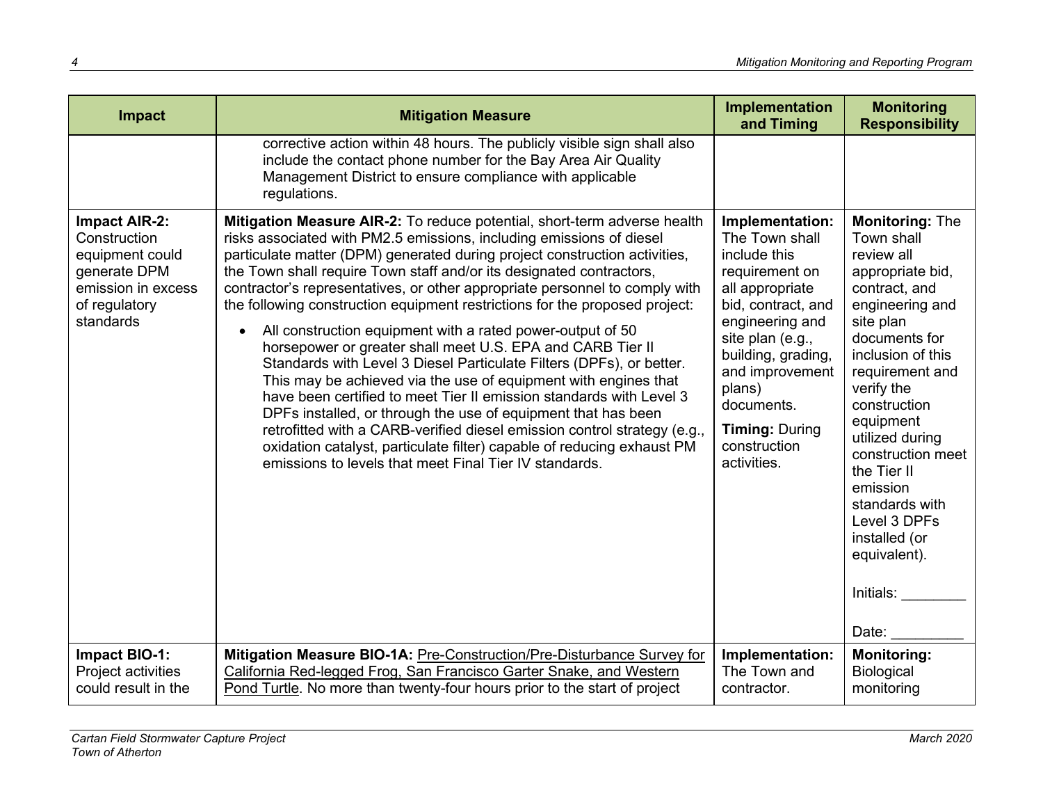| Impact | Mitigation Measure | Implementation and Timing | Monitoring Responsibility |
|---|---|---|---|
| | corrective action within 48 hours. The publicly visible sign shall also include the contact phone number for the Bay Area Air Quality Management District to ensure compliance with applicable regulations. | | |
| **Impact AIR-2:** Construction equipment could generate DPM emission in excess of regulatory standards | **Mitigation Measure AIR-2:** To reduce potential, short-term adverse health risks associated with PM2.5 emissions, including emissions of diesel particulate matter (DPM) generated during project construction activities, the Town shall require Town staff and/or its designated contractors, contractor's representatives, or other appropriate personnel to comply with the following construction equipment restrictions for the proposed project: <br>• All construction equipment with a rated power-output of 50 horsepower or greater shall meet U.S. EPA and CARB Tier II Standards with Level 3 Diesel Particulate Filters (DPFs), or better. This may be achieved via the use of equipment with engines that have been certified to meet Tier II emission standards with Level 3 DPFs installed, or through the use of equipment that has been retrofitted with a CARB-verified diesel emission control strategy (e.g., oxidation catalyst, particulate filter) capable of reducing exhaust PM emissions to levels that meet Final Tier IV standards. | **Implementation:** The Town shall include this requirement on all appropriate bid, contract, and engineering and site plan (e.g., building, grading, and improvement plans) documents. <br>**Timing:** During construction activities. | **Monitoring:** The Town shall review all appropriate bid, contract, and engineering and site plan documents for inclusion of this requirement and verify the construction equipment utilized during construction meet the Tier II emission standards with Level 3 DPFs installed (or equivalent). <br>Initials: ________ <br>Date: _________ |
| **Impact BIO-1:** Project activities could result in the | **Mitigation Measure BIO-1A:** <u>Pre-Construction/Pre-Disturbance Survey for California Red-legged Frog, San Francisco Garter Snake, and Western Pond Turtle</u>. No more than twenty-four hours prior to the start of project | **Implementation:** The Town and contractor. | **Monitoring:** Biological monitoring |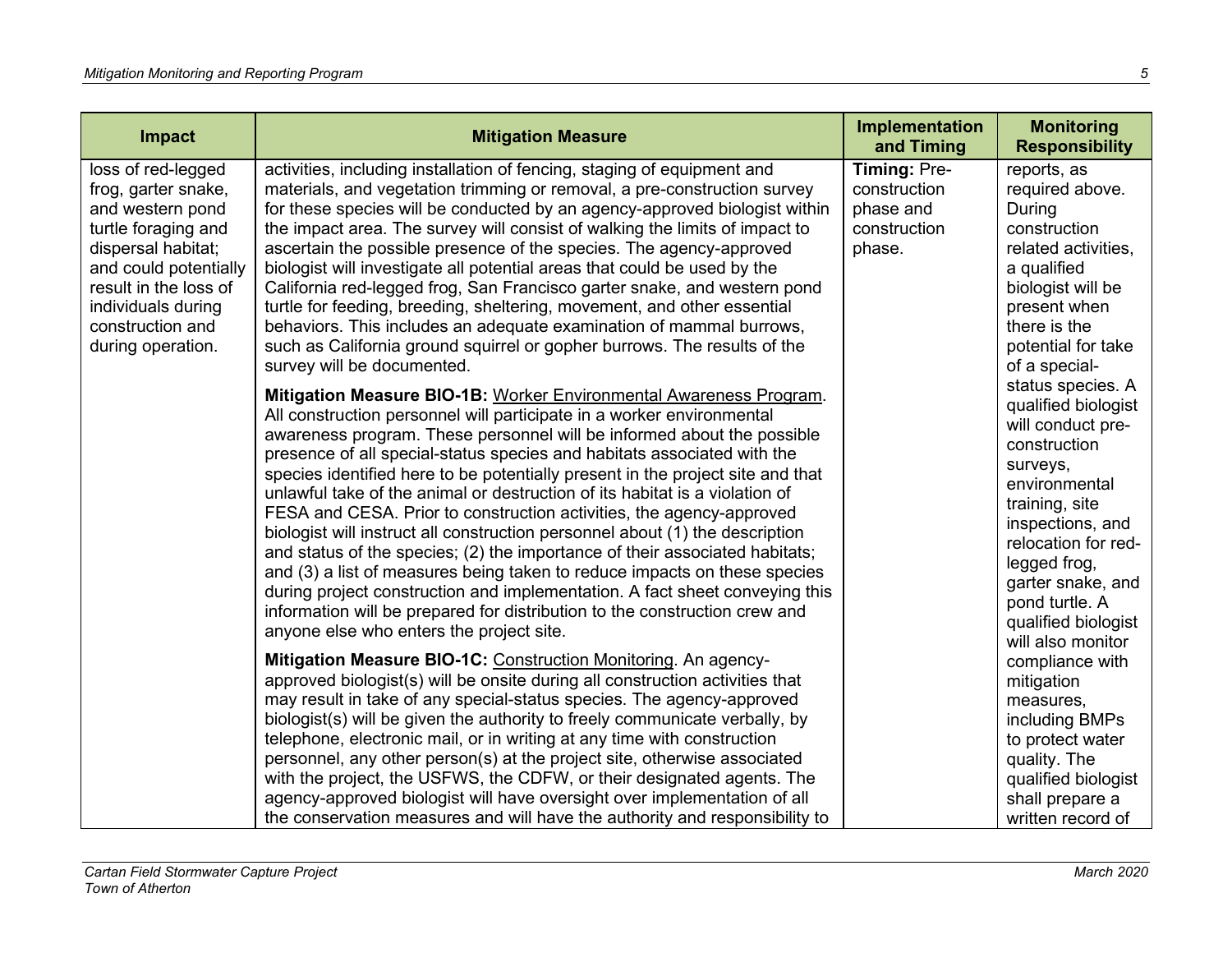| Impact | Mitigation Measure | Implementation and Timing | Monitoring Responsibility |
| --- | --- | --- | --- |
| loss of red-legged frog, garter snake, and western pond turtle foraging and dispersal habitat; and could potentially result in the loss of individuals during construction and during operation. | activities, including installation of fencing, staging of equipment and materials, and vegetation trimming or removal, a pre-construction survey for these species will be conducted by an agency-approved biologist within the impact area. The survey will consist of walking the limits of impact to ascertain the possible presence of the species. The agency-approved biologist will investigate all potential areas that could be used by the California red-legged frog, San Francisco garter snake, and western pond turtle for feeding, breeding, sheltering, movement, and other essential behaviors. This includes an adequate examination of mammal burrows, such as California ground squirrel or gopher burrows. The results of the survey will be documented.<br><br>**Mitigation Measure BIO-1B:** <u>Worker Environmental Awareness Program</u>. All construction personnel will participate in a worker environmental awareness program. These personnel will be informed about the possible presence of all special-status species and habitats associated with the species identified here to be potentially present in the project site and that unlawful take of the animal or destruction of its habitat is a violation of FESA and CESA. Prior to construction activities, the agency-approved biologist will instruct all construction personnel about (1) the description and status of the species; (2) the importance of their associated habitats; and (3) a list of measures being taken to reduce impacts on these species during project construction and implementation. A fact sheet conveying this information will be prepared for distribution to the construction crew and anyone else who enters the project site.<br><br>**Mitigation Measure BIO-1C:** <u>Construction Monitoring</u>. An agency-approved biologist(s) will be onsite during all construction activities that may result in take of any special-status species. The agency-approved biologist(s) will be given the authority to freely communicate verbally, by telephone, electronic mail, or in writing at any time with construction personnel, any other person(s) at the project site, otherwise associated with the project, the USFWS, the CDFW, or their designated agents. The agency-approved biologist will have oversight over implementation of all the conservation measures and will have the authority and responsibility to | **Timing:** Pre-construction phase and construction phase. | reports, as required above. During construction related activities, a qualified biologist will be present when there is the potential for take of a special-status species. A qualified biologist will conduct pre-construction surveys, environmental training, site inspections, and relocation for red-legged frog, garter snake, and pond turtle. A qualified biologist will also monitor compliance with mitigation measures, including BMPs to protect water quality. The qualified biologist shall prepare a written record of |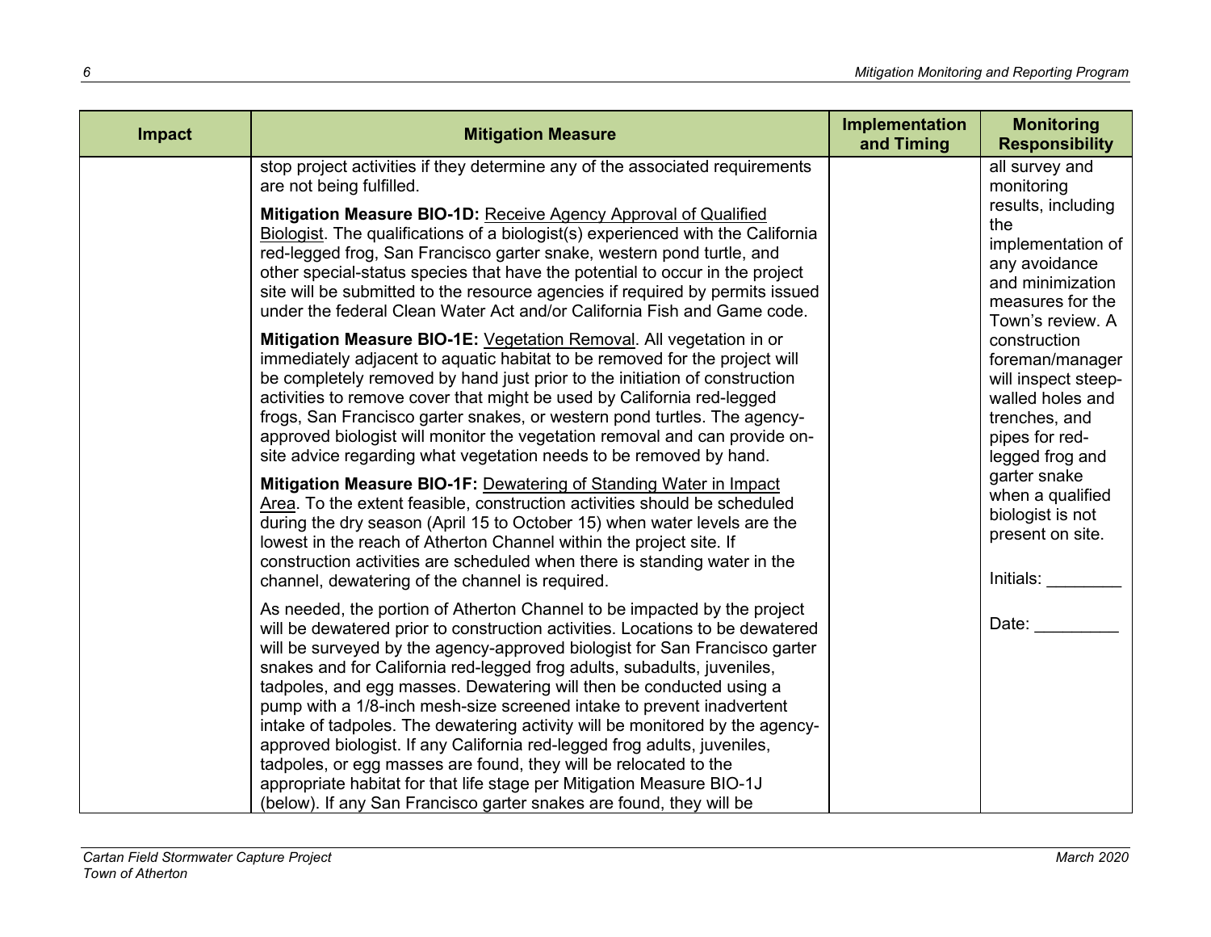| Impact | Mitigation Measure | Implementation and Timing | Monitoring Responsibility |
|---|---|---|---|
| | stop project activities if they determine any of the associated requirements are not being fulfilled.<br><br>**Mitigation Measure BIO-1D:** Receive Agency Approval of Qualified Biologist. The qualifications of a biologist(s) experienced with the California red-legged frog, San Francisco garter snake, western pond turtle, and other special-status species that have the potential to occur in the project site will be submitted to the resource agencies if required by permits issued under the federal Clean Water Act and/or California Fish and Game code.<br><br>**Mitigation Measure BIO-1E:** Vegetation Removal. All vegetation in or immediately adjacent to aquatic habitat to be removed for the project will be completely removed by hand just prior to the initiation of construction activities to remove cover that might be used by California red-legged frogs, San Francisco garter snakes, or western pond turtles. The agency-approved biologist will monitor the vegetation removal and can provide on-site advice regarding what vegetation needs to be removed by hand.<br><br>**Mitigation Measure BIO-1F:** Dewatering of Standing Water in Impact Area. To the extent feasible, construction activities should be scheduled during the dry season (April 15 to October 15) when water levels are the lowest in the reach of Atherton Channel within the project site. If construction activities are scheduled when there is standing water in the channel, dewatering of the channel is required.<br><br>As needed, the portion of Atherton Channel to be impacted by the project will be dewatered prior to construction activities. Locations to be dewatered will be surveyed by the agency-approved biologist for San Francisco garter snakes and for California red-legged frog adults, subadults, juveniles, tadpoles, and egg masses. Dewatering will then be conducted using a pump with a 1/8-inch mesh-size screened intake to prevent inadvertent intake of tadpoles. The dewatering activity will be monitored by the agency-approved biologist. If any California red-legged frog adults, juveniles, tadpoles, or egg masses are found, they will be relocated to the appropriate habitat for that life stage per Mitigation Measure BIO-1J (below). If any San Francisco garter snakes are found, they will be | | all survey and monitoring results, including the implementation of any avoidance and minimization measures for the Town's review. A construction foreman/manager will inspect steep-walled holes and trenches, and pipes for red-legged frog and garter snake when a qualified biologist is not present on site.<br><br>Initials: ________<br><br>Date: _________ |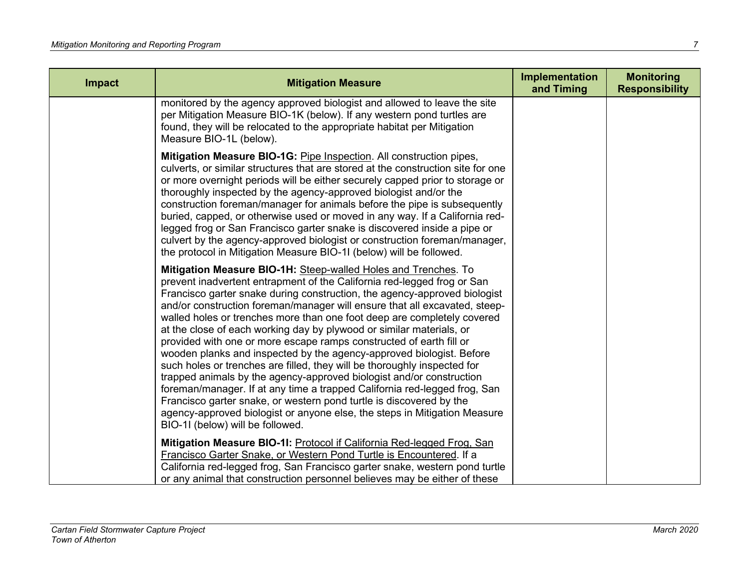| Impact | Mitigation Measure | Implementation and Timing | Monitoring Responsibility |
| --- | --- | --- | --- |
| | monitored by the agency approved biologist and allowed to leave the site per Mitigation Measure BIO-1K (below). If any western pond turtles are found, they will be relocated to the appropriate habitat per Mitigation Measure BIO-1L (below).<br><br>**Mitigation Measure BIO-1G:** Pipe Inspection. All construction pipes, culverts, or similar structures that are stored at the construction site for one or more overnight periods will be either securely capped prior to storage or thoroughly inspected by the agency-approved biologist and/or the construction foreman/manager for animals before the pipe is subsequently buried, capped, or otherwise used or moved in any way. If a California red-legged frog or San Francisco garter snake is discovered inside a pipe or culvert by the agency-approved biologist or construction foreman/manager, the protocol in Mitigation Measure BIO-1I (below) will be followed.<br><br>**Mitigation Measure BIO-1H:** Steep-walled Holes and Trenches. To prevent inadvertent entrapment of the California red-legged frog or San Francisco garter snake during construction, the agency-approved biologist and/or construction foreman/manager will ensure that all excavated, steep-walled holes or trenches more than one foot deep are completely covered at the close of each working day by plywood or similar materials, or provided with one or more escape ramps constructed of earth fill or wooden planks and inspected by the agency-approved biologist. Before such holes or trenches are filled, they will be thoroughly inspected for trapped animals by the agency-approved biologist and/or construction foreman/manager. If at any time a trapped California red-legged frog, San Francisco garter snake, or western pond turtle is discovered by the agency-approved biologist or anyone else, the steps in Mitigation Measure BIO-1I (below) will be followed.<br><br>**Mitigation Measure BIO-1I:** Protocol if California Red-legged Frog, San Francisco Garter Snake, or Western Pond Turtle is Encountered. If a California red-legged frog, San Francisco garter snake, western pond turtle or any animal that construction personnel believes may be either of these | | |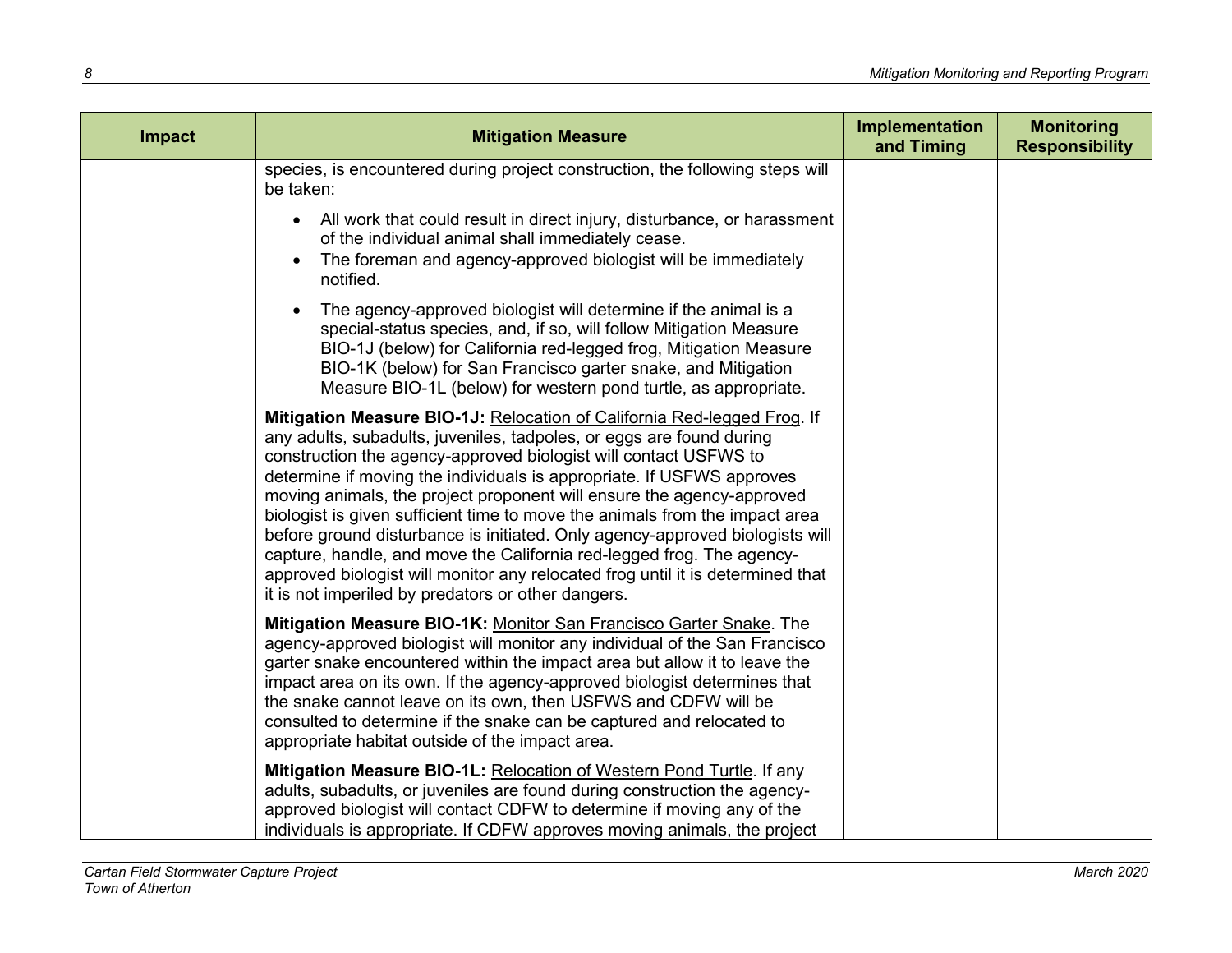| Impact | Mitigation Measure | Implementation and Timing | Monitoring Responsibility |
|---|---|---|---|
| | species, is encountered during project construction, the following steps will be taken:<br><br>• All work that could result in direct injury, disturbance, or harassment of the individual animal shall immediately cease.<br>• The foreman and agency-approved biologist will be immediately notified.<br>• The agency-approved biologist will determine if the animal is a special-status species, and, if so, will follow Mitigation Measure BIO-1J (below) for California red-legged frog, Mitigation Measure BIO-1K (below) for San Francisco garter snake, and Mitigation Measure BIO-1L (below) for western pond turtle, as appropriate.<br><br>**Mitigation Measure BIO-1J:** Relocation of California Red-legged Frog. If any adults, subadults, juveniles, tadpoles, or eggs are found during construction the agency-approved biologist will contact USFWS to determine if moving the individuals is appropriate. If USFWS approves moving animals, the project proponent will ensure the agency-approved biologist is given sufficient time to move the animals from the impact area before ground disturbance is initiated. Only agency-approved biologists will capture, handle, and move the California red-legged frog. The agency-approved biologist will monitor any relocated frog until it is determined that it is not imperiled by predators or other dangers.<br><br>**Mitigation Measure BIO-1K:** Monitor San Francisco Garter Snake. The agency-approved biologist will monitor any individual of the San Francisco garter snake encountered within the impact area but allow it to leave the impact area on its own. If the agency-approved biologist determines that the snake cannot leave on its own, then USFWS and CDFW will be consulted to determine if the snake can be captured and relocated to appropriate habitat outside of the impact area.<br><br>**Mitigation Measure BIO-1L:** Relocation of Western Pond Turtle. If any adults, subadults, or juveniles are found during construction the agency-approved biologist will contact CDFW to determine if moving any of the individuals is appropriate. If CDFW approves moving animals, the project | | |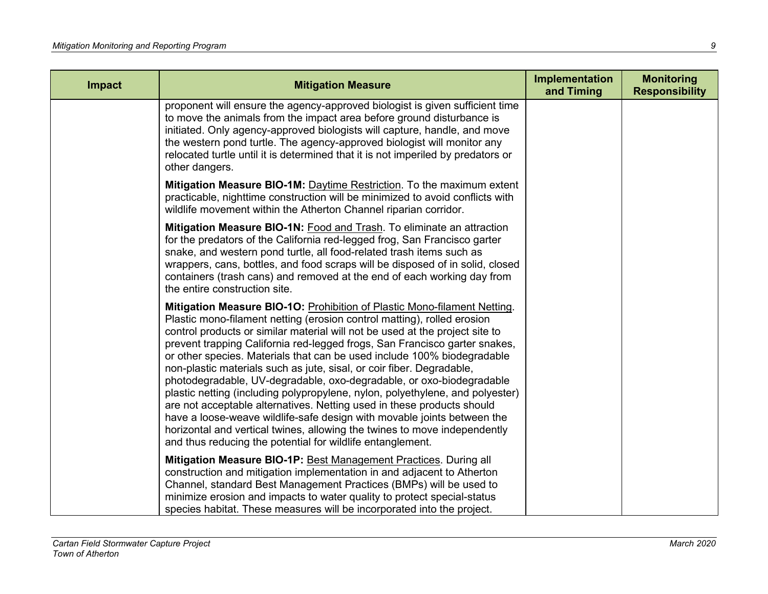| Impact | Mitigation Measure | Implementation and Timing | Monitoring Responsibility |
|---|---|---|---|
| | proponent will ensure the agency-approved biologist is given sufficient time to move the animals from the impact area before ground disturbance is initiated. Only agency-approved biologists will capture, handle, and move the western pond turtle. The agency-approved biologist will monitor any relocated turtle until it is determined that it is not imperiled by predators or other dangers.<br><br>**Mitigation Measure BIO-1M:** Daytime Restriction. To the maximum extent practicable, nighttime construction will be minimized to avoid conflicts with wildlife movement within the Atherton Channel riparian corridor.<br><br>**Mitigation Measure BIO-1N:** Food and Trash. To eliminate an attraction for the predators of the California red-legged frog, San Francisco garter snake, and western pond turtle, all food-related trash items such as wrappers, cans, bottles, and food scraps will be disposed of in solid, closed containers (trash cans) and removed at the end of each working day from the entire construction site.<br><br>**Mitigation Measure BIO-1O:** Prohibition of Plastic Mono-filament Netting. Plastic mono-filament netting (erosion control matting), rolled erosion control products or similar material will not be used at the project site to prevent trapping California red-legged frogs, San Francisco garter snakes, or other species. Materials that can be used include 100% biodegradable non-plastic materials such as jute, sisal, or coir fiber. Degradable, photodegradable, UV-degradable, oxo-degradable, or oxo-biodegradable plastic netting (including polypropylene, nylon, polyethylene, and polyester) are not acceptable alternatives. Netting used in these products should have a loose-weave wildlife-safe design with movable joints between the horizontal and vertical twines, allowing the twines to move independently and thus reducing the potential for wildlife entanglement.<br><br>**Mitigation Measure BIO-1P:** Best Management Practices. During all construction and mitigation implementation in and adjacent to Atherton Channel, standard Best Management Practices (BMPs) will be used to minimize erosion and impacts to water quality to protect special-status species habitat. These measures will be incorporated into the project. | | |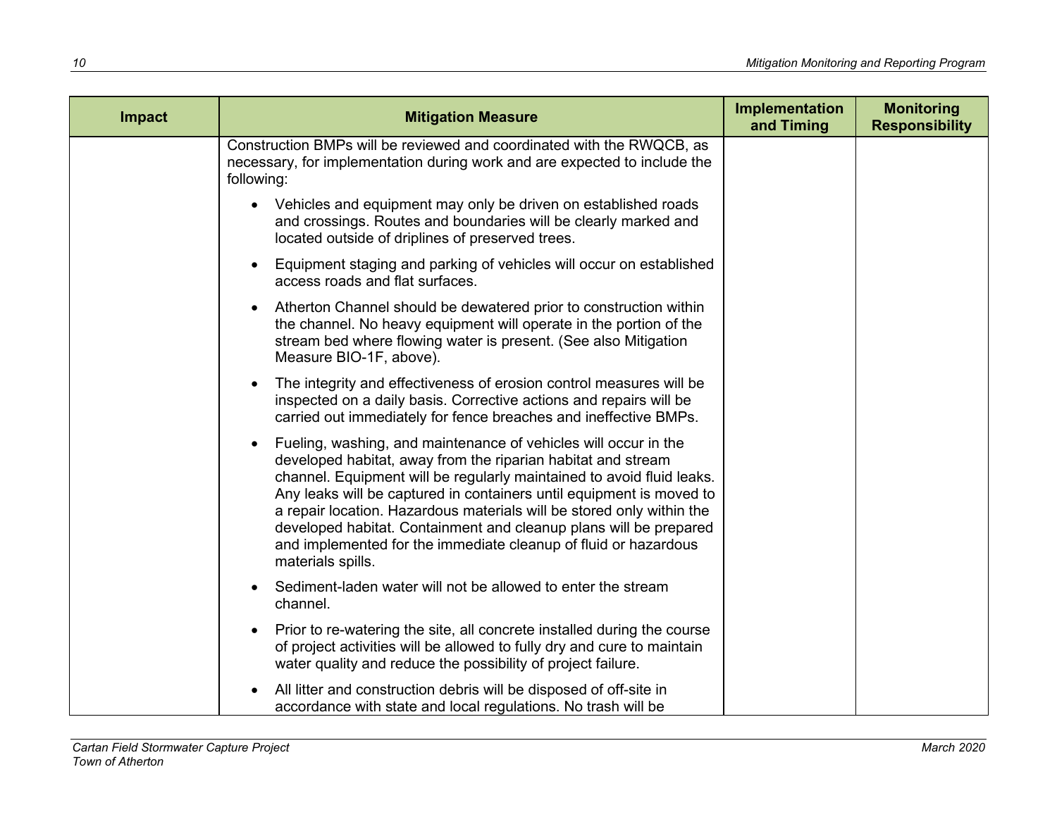| Impact | Mitigation Measure | Implementation and Timing | Monitoring Responsibility |
| --- | --- | --- | --- |
| | Construction BMPs will be reviewed and coordinated with the RWQCB, as necessary, for implementation during work and are expected to include the following:<br><br>• Vehicles and equipment may only be driven on established roads and crossings. Routes and boundaries will be clearly marked and located outside of driplines of preserved trees.<br><br>• Equipment staging and parking of vehicles will occur on established access roads and flat surfaces.<br><br>• Atherton Channel should be dewatered prior to construction within the channel. No heavy equipment will operate in the portion of the stream bed where flowing water is present. (See also Mitigation Measure BIO-1F, above).<br><br>• The integrity and effectiveness of erosion control measures will be inspected on a daily basis. Corrective actions and repairs will be carried out immediately for fence breaches and ineffective BMPs.<br><br>• Fueling, washing, and maintenance of vehicles will occur in the developed habitat, away from the riparian habitat and stream channel. Equipment will be regularly maintained to avoid fluid leaks. Any leaks will be captured in containers until equipment is moved to a repair location. Hazardous materials will be stored only within the developed habitat. Containment and cleanup plans will be prepared and implemented for the immediate cleanup of fluid or hazardous materials spills.<br><br>• Sediment-laden water will not be allowed to enter the stream channel.<br><br>• Prior to re-watering the site, all concrete installed during the course of project activities will be allowed to fully dry and cure to maintain water quality and reduce the possibility of project failure.<br><br>• All litter and construction debris will be disposed of off-site in accordance with state and local regulations. No trash will be | | |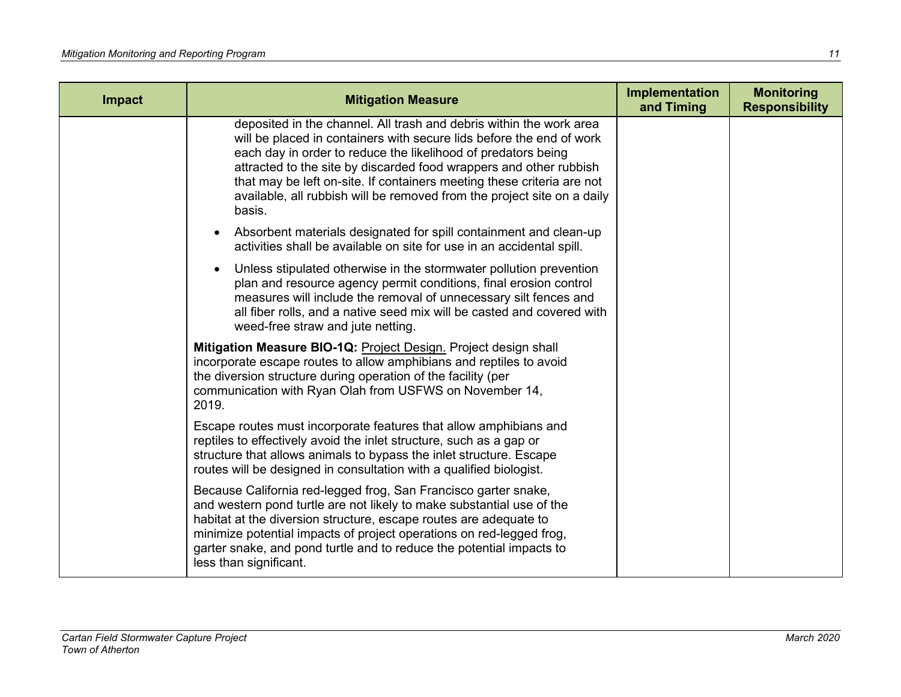| Impact | Mitigation Measure | Implementation and Timing | Monitoring Responsibility |
|---|---|---|---|
| | deposited in the channel. All trash and debris within the work area will be placed in containers with secure lids before the end of work each day in order to reduce the likelihood of predators being attracted to the site by discarded food wrappers and other rubbish that may be left on-site. If containers meeting these criteria are not available, all rubbish will be removed from the project site on a daily basis.<br><br>• Absorbent materials designated for spill containment and clean-up activities shall be available on site for use in an accidental spill.<br><br>• Unless stipulated otherwise in the stormwater pollution prevention plan and resource agency permit conditions, final erosion control measures will include the removal of unnecessary silt fences and all fiber rolls, and a native seed mix will be casted and covered with weed-free straw and jute netting.<br><br>**Mitigation Measure BIO-1Q:** Project Design. Project design shall incorporate escape routes to allow amphibians and reptiles to avoid the diversion structure during operation of the facility (per communication with Ryan Olah from USFWS on November 14, 2019.<br><br>Escape routes must incorporate features that allow amphibians and reptiles to effectively avoid the inlet structure, such as a gap or structure that allows animals to bypass the inlet structure. Escape routes will be designed in consultation with a qualified biologist.<br><br>Because California red-legged frog, San Francisco garter snake, and western pond turtle are not likely to make substantial use of the habitat at the diversion structure, escape routes are adequate to minimize potential impacts of project operations on red-legged frog, garter snake, and pond turtle and to reduce the potential impacts to less than significant. | | |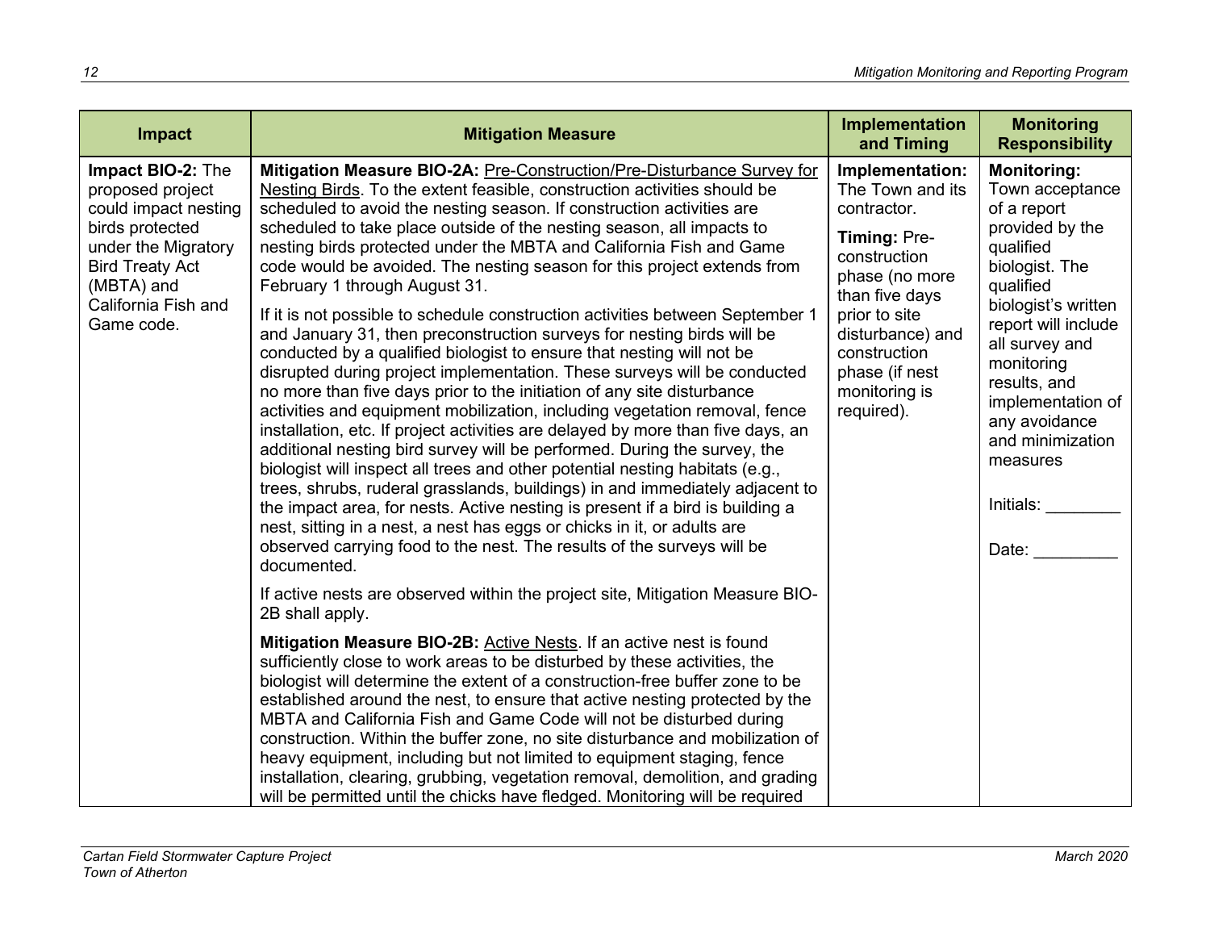| Impact | Mitigation Measure | Implementation and Timing | Monitoring Responsibility |
|---|---|---|---|
| **Impact BIO-2:** The proposed project could impact nesting birds protected under the Migratory Bird Treaty Act (MBTA) and California Fish and Game code. | **Mitigation Measure BIO-2A:** Pre-Construction/Pre-Disturbance Survey for Nesting Birds. To the extent feasible, construction activities should be scheduled to avoid the nesting season. If construction activities are scheduled to take place outside of the nesting season, all impacts to nesting birds protected under the MBTA and California Fish and Game code would be avoided. The nesting season for this project extends from February 1 through August 31.<br><br>If it is not possible to schedule construction activities between September 1 and January 31, then preconstruction surveys for nesting birds will be conducted by a qualified biologist to ensure that nesting will not be disrupted during project implementation. These surveys will be conducted no more than five days prior to the initiation of any site disturbance activities and equipment mobilization, including vegetation removal, fence installation, etc. If project activities are delayed by more than five days, an additional nesting bird survey will be performed. During the survey, the biologist will inspect all trees and other potential nesting habitats (e.g., trees, shrubs, ruderal grasslands, buildings) in and immediately adjacent to the impact area, for nests. Active nesting is present if a bird is building a nest, sitting in a nest, a nest has eggs or chicks in it, or adults are observed carrying food to the nest. The results of the surveys will be documented.<br><br>If active nests are observed within the project site, Mitigation Measure BIO-2B shall apply.<br><br>**Mitigation Measure BIO-2B:** Active Nests. If an active nest is found sufficiently close to work areas to be disturbed by these activities, the biologist will determine the extent of a construction-free buffer zone to be established around the nest, to ensure that active nesting protected by the MBTA and California Fish and Game Code will not be disturbed during construction. Within the buffer zone, no site disturbance and mobilization of heavy equipment, including but not limited to equipment staging, fence installation, clearing, grubbing, vegetation removal, demolition, and grading will be permitted until the chicks have fledged. Monitoring will be required | **Implementation:** The Town and its contractor.<br><br>**Timing:** Pre-construction phase (no more than five days prior to site disturbance) and construction phase (if nest monitoring is required). | **Monitoring:** Town acceptance of a report provided by the qualified biologist. The qualified biologist's written report will include all survey and monitoring results, and implementation of any avoidance and minimization measures<br><br>Initials: ________<br><br>Date: _________ |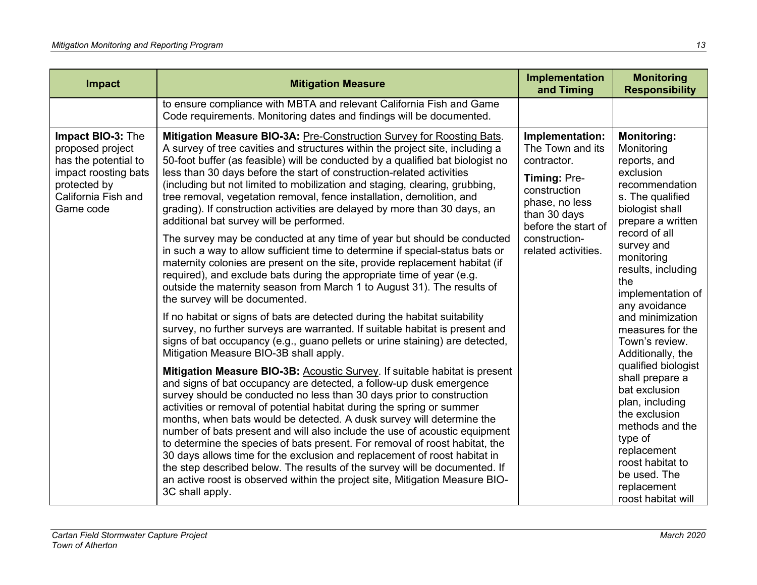| Impact | Mitigation Measure | Implementation and Timing | Monitoring Responsibility |
|---|---|---|---|
| | to ensure compliance with MBTA and relevant California Fish and Game Code requirements. Monitoring dates and findings will be documented. | | |
| **Impact BIO-3:** The proposed project has the potential to impact roosting bats protected by California Fish and Game code | **Mitigation Measure BIO-3A:** Pre-Construction Survey for Roosting Bats. A survey of tree cavities and structures within the project site, including a 50-foot buffer (as feasible) will be conducted by a qualified bat biologist no less than 30 days before the start of construction-related activities (including but not limited to mobilization and staging, clearing, grubbing, tree removal, vegetation removal, fence installation, demolition, and grading). If construction activities are delayed by more than 30 days, an additional bat survey will be performed.<br><br>The survey may be conducted at any time of year but should be conducted in such a way to allow sufficient time to determine if special-status bats or maternity colonies are present on the site, provide replacement habitat (if required), and exclude bats during the appropriate time of year (e.g. outside the maternity season from March 1 to August 31). The results of the survey will be documented.<br><br>If no habitat or signs of bats are detected during the habitat suitability survey, no further surveys are warranted. If suitable habitat is present and signs of bat occupancy (e.g., guano pellets or urine staining) are detected, Mitigation Measure BIO-3B shall apply.<br><br>**Mitigation Measure BIO-3B:** Acoustic Survey. If suitable habitat is present and signs of bat occupancy are detected, a follow-up dusk emergence survey should be conducted no less than 30 days prior to construction activities or removal of potential habitat during the spring or summer months, when bats would be detected. A dusk survey will determine the number of bats present and will also include the use of acoustic equipment to determine the species of bats present. For removal of roost habitat, the 30 days allows time for the exclusion and replacement of roost habitat in the step described below. The results of the survey will be documented. If an active roost is observed within the project site, Mitigation Measure BIO-3C shall apply. | **Implementation:** The Town and its contractor.<br><br>**Timing:** Pre-construction phase, no less than 30 days before the start of construction-related activities. | **Monitoring:** Monitoring reports, and exclusion recommendations. The qualified biologist shall prepare a written record of all survey and monitoring results, including the implementation of any avoidance and minimization measures for the Town's review. Additionally, the qualified biologist shall prepare a bat exclusion plan, including the exclusion methods and the type of replacement roost habitat to be used. The replacement roost habitat will |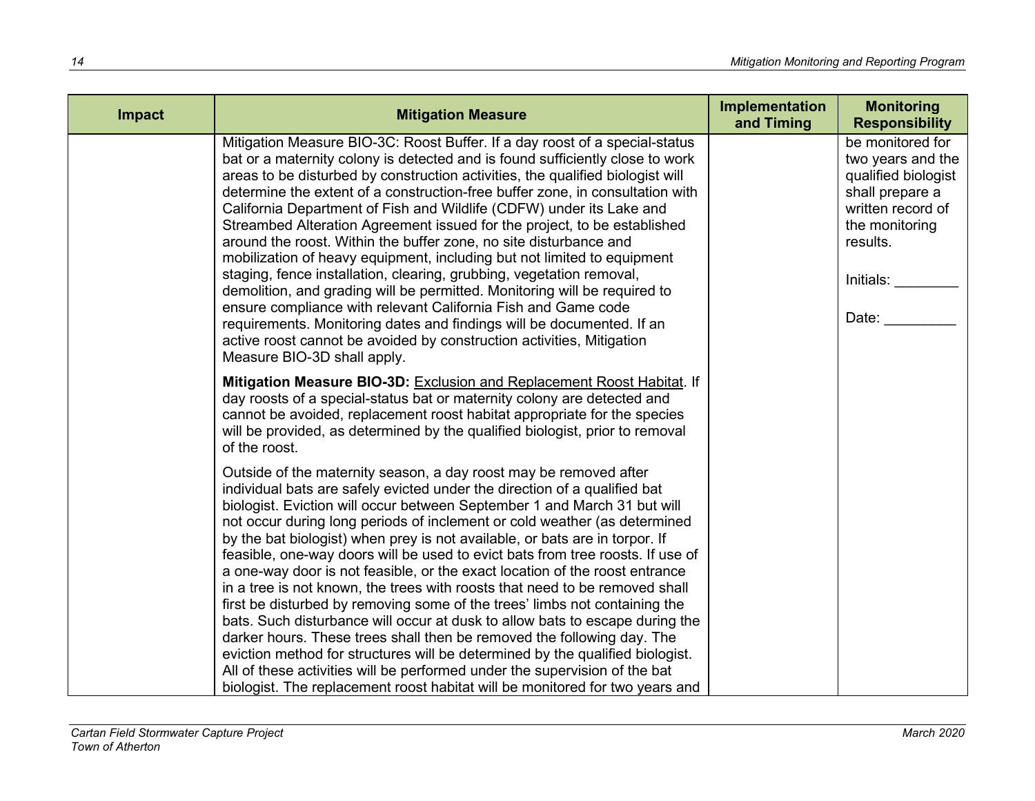| Impact | Mitigation Measure | Implementation and Timing | Monitoring Responsibility |
|---|---|---|---|
| | Mitigation Measure BIO-3C: Roost Buffer. If a day roost of a special-status bat or a maternity colony is detected and is found sufficiently close to work areas to be disturbed by construction activities, the qualified biologist will determine the extent of a construction-free buffer zone, in consultation with California Department of Fish and Wildlife (CDFW) under its Lake and Streambed Alteration Agreement issued for the project, to be established around the roost. Within the buffer zone, no site disturbance and mobilization of heavy equipment, including but not limited to equipment staging, fence installation, clearing, grubbing, vegetation removal, demolition, and grading will be permitted. Monitoring will be required to ensure compliance with relevant California Fish and Game code requirements. Monitoring dates and findings will be documented. If an active roost cannot be avoided by construction activities, Mitigation Measure BIO-3D shall apply.<br><br>**Mitigation Measure BIO-3D:** Exclusion and Replacement Roost Habitat. If day roosts of a special-status bat or maternity colony are detected and cannot be avoided, replacement roost habitat appropriate for the species will be provided, as determined by the qualified biologist, prior to removal of the roost.<br><br>Outside of the maternity season, a day roost may be removed after individual bats are safely evicted under the direction of a qualified bat biologist. Eviction will occur between September 1 and March 31 but will not occur during long periods of inclement or cold weather (as determined by the bat biologist) when prey is not available, or bats are in torpor. If feasible, one-way doors will be used to evict bats from tree roosts. If use of a one-way door is not feasible, or the exact location of the roost entrance in a tree is not known, the trees with roosts that need to be removed shall first be disturbed by removing some of the trees' limbs not containing the bats. Such disturbance will occur at dusk to allow bats to escape during the darker hours. These trees shall then be removed the following day. The eviction method for structures will be determined by the qualified biologist. All of these activities will be performed under the supervision of the bat biologist. The replacement roost habitat will be monitored for two years and | | be monitored for two years and the qualified biologist shall prepare a written record of the monitoring results.<br><br>Initials: ________<br><br>Date: _________ |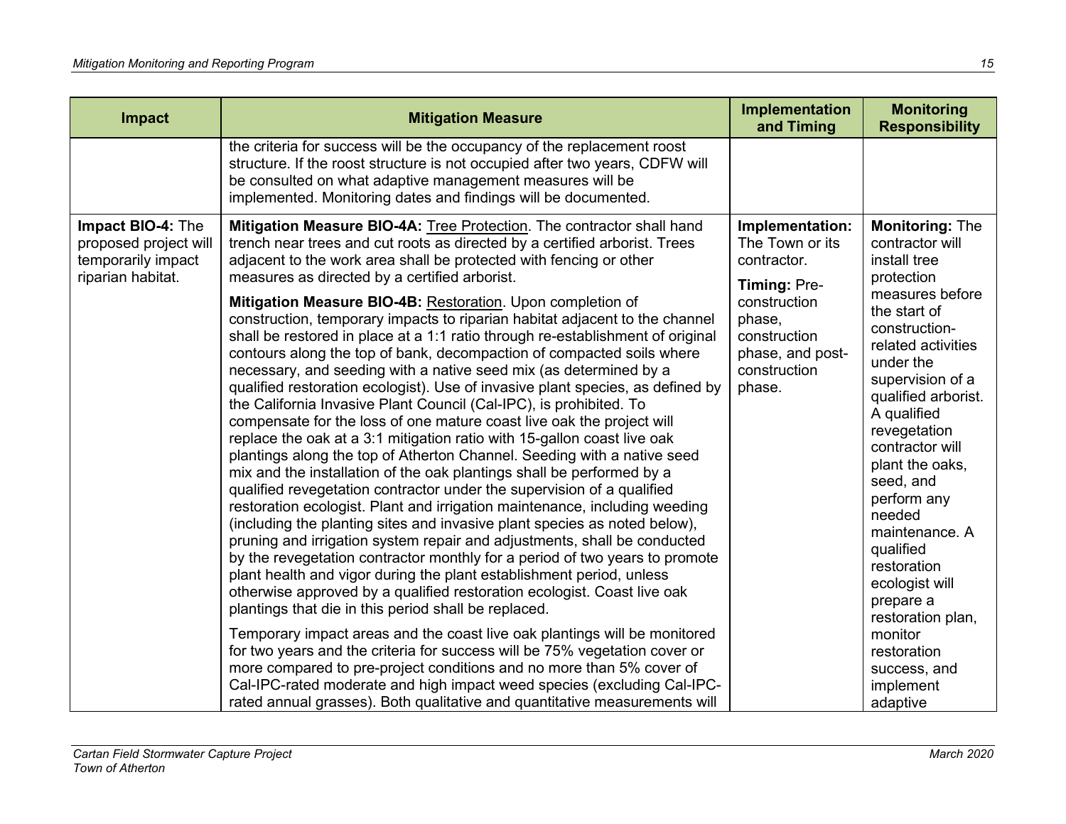| Impact | Mitigation Measure | Implementation and Timing | Monitoring Responsibility |
|---|---|---|---|
| | the criteria for success will be the occupancy of the replacement roost structure. If the roost structure is not occupied after two years, CDFW will be consulted on what adaptive management measures will be implemented. Monitoring dates and findings will be documented. | | |
| **Impact BIO-4:** The proposed project will temporarily impact riparian habitat. | **Mitigation Measure BIO-4A:** Tree Protection. The contractor shall hand trench near trees and cut roots as directed by a certified arborist. Trees adjacent to the work area shall be protected with fencing or other measures as directed by a certified arborist.<br><br>**Mitigation Measure BIO-4B:** Restoration. Upon completion of construction, temporary impacts to riparian habitat adjacent to the channel shall be restored in place at a 1:1 ratio through re-establishment of original contours along the top of bank, decompaction of compacted soils where necessary, and seeding with a native seed mix (as determined by a qualified restoration ecologist). Use of invasive plant species, as defined by the California Invasive Plant Council (Cal-IPC), is prohibited. To compensate for the loss of one mature coast live oak the project will replace the oak at a 3:1 mitigation ratio with 15-gallon coast live oak plantings along the top of Atherton Channel. Seeding with a native seed mix and the installation of the oak plantings shall be performed by a qualified revegetation contractor under the supervision of a qualified restoration ecologist. Plant and irrigation maintenance, including weeding (including the planting sites and invasive plant species as noted below), pruning and irrigation system repair and adjustments, shall be conducted by the revegetation contractor monthly for a period of two years to promote plant health and vigor during the plant establishment period, unless otherwise approved by a qualified restoration ecologist. Coast live oak plantings that die in this period shall be replaced.<br><br>Temporary impact areas and the coast live oak plantings will be monitored for two years and the criteria for success will be 75% vegetation cover or more compared to pre-project conditions and no more than 5% cover of Cal-IPC-rated moderate and high impact weed species (excluding Cal-IPC-rated annual grasses). Both qualitative and quantitative measurements will | **Implementation:** The Town or its contractor.<br><br>**Timing:** Pre-construction phase, construction phase, and post-construction phase. | **Monitoring:** The contractor will install tree protection measures before the start of construction-related activities under the supervision of a qualified arborist. A qualified revegetation contractor will plant the oaks, seed, and perform any needed maintenance. A qualified restoration ecologist will prepare a restoration plan, monitor restoration success, and implement adaptive |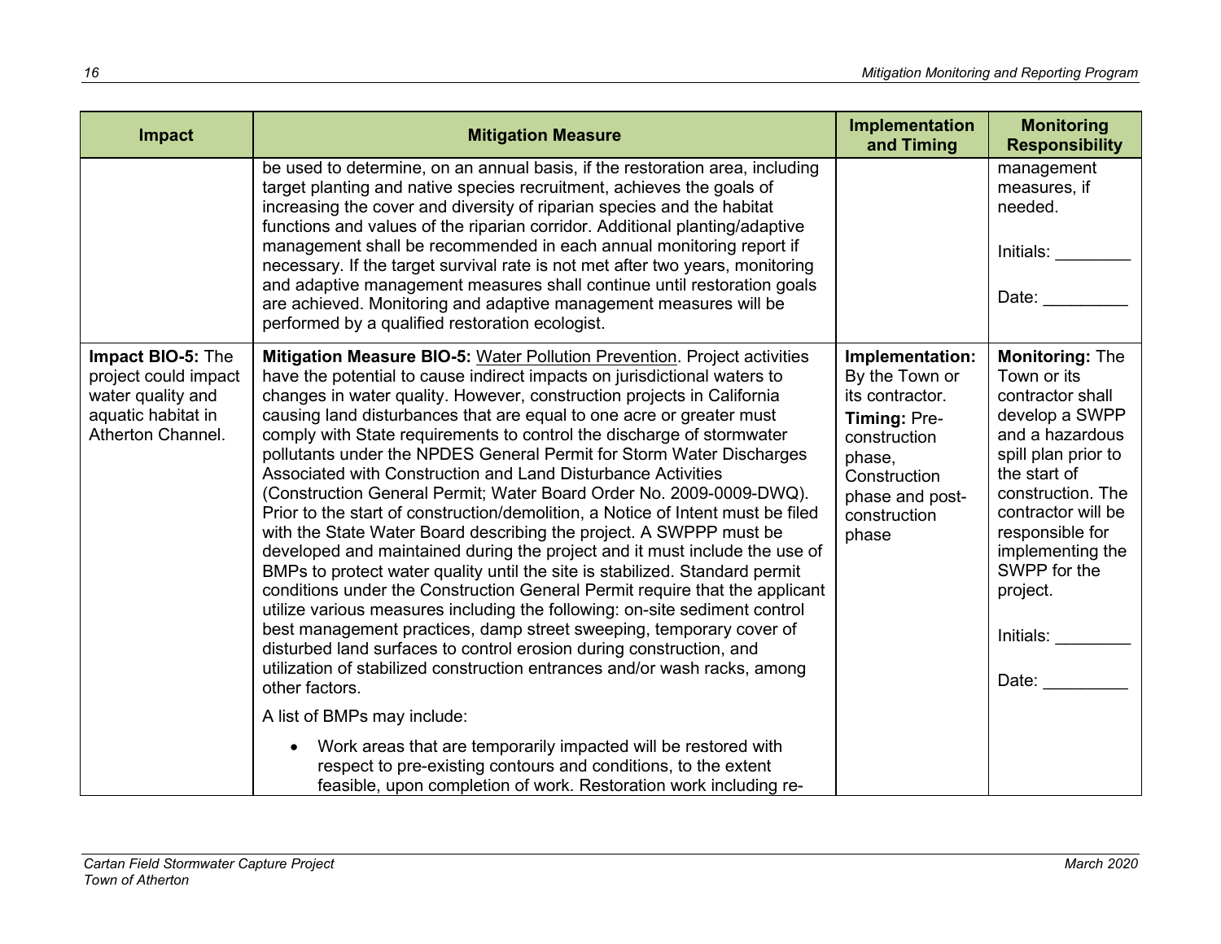| Impact | Mitigation Measure | Implementation and Timing | Monitoring Responsibility |
|---|---|---|---|
| | be used to determine, on an annual basis, if the restoration area, including target planting and native species recruitment, achieves the goals of increasing the cover and diversity of riparian species and the habitat functions and values of the riparian corridor. Additional planting/adaptive management shall be recommended in each annual monitoring report if necessary. If the target survival rate is not met after two years, monitoring and adaptive management measures shall continue until restoration goals are achieved. Monitoring and adaptive management measures will be performed by a qualified restoration ecologist. | | management measures, if needed.<br><br>Initials: ________<br><br>Date: _________ |
| **Impact BIO-5:** The project could impact water quality and aquatic habitat in Atherton Channel. | **Mitigation Measure BIO-5:** Water Pollution Prevention. Project activities have the potential to cause indirect impacts on jurisdictional waters to changes in water quality. However, construction projects in California causing land disturbances that are equal to one acre or greater must comply with State requirements to control the discharge of stormwater pollutants under the NPDES General Permit for Storm Water Discharges Associated with Construction and Land Disturbance Activities (Construction General Permit; Water Board Order No. 2009-0009-DWQ). Prior to the start of construction/demolition, a Notice of Intent must be filed with the State Water Board describing the project. A SWPPP must be developed and maintained during the project and it must include the use of BMPs to protect water quality until the site is stabilized. Standard permit conditions under the Construction General Permit require that the applicant utilize various measures including the following: on-site sediment control best management practices, damp street sweeping, temporary cover of disturbed land surfaces to control erosion during construction, and utilization of stabilized construction entrances and/or wash racks, among other factors.<br><br>A list of BMPs may include:<br><br>• Work areas that are temporarily impacted will be restored with respect to pre-existing contours and conditions, to the extent feasible, upon completion of work. Restoration work including re- | **Implementation:** By the Town or its contractor.<br>**Timing:** Pre-construction phase, Construction phase and post-construction phase | **Monitoring:** The Town or its contractor shall develop a SWPP and a hazardous spill plan prior to the start of construction. The contractor will be responsible for implementing the SWPP for the project.<br><br>Initials: ________<br><br>Date: _________ |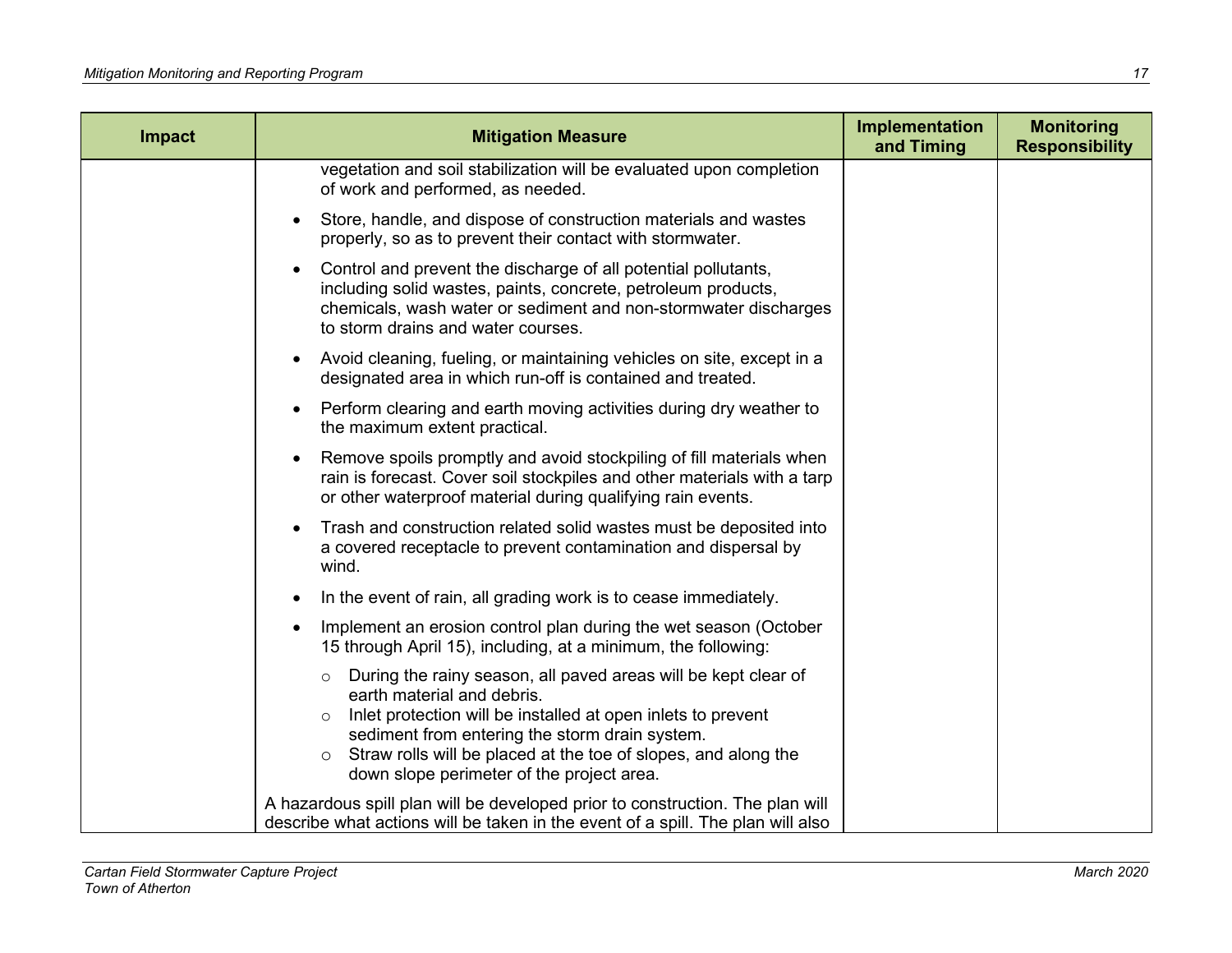| Impact | Mitigation Measure | Implementation and Timing | Monitoring Responsibility |
|---|---|---|---|
| | vegetation and soil stabilization will be evaluated upon completion of work and performed, as needed.<br>• Store, handle, and dispose of construction materials and wastes properly, so as to prevent their contact with stormwater.<br>• Control and prevent the discharge of all potential pollutants, including solid wastes, paints, concrete, petroleum products, chemicals, wash water or sediment and non-stormwater discharges to storm drains and water courses.<br>• Avoid cleaning, fueling, or maintaining vehicles on site, except in a designated area in which run-off is contained and treated.<br>• Perform clearing and earth moving activities during dry weather to the maximum extent practical.<br>• Remove spoils promptly and avoid stockpiling of fill materials when rain is forecast. Cover soil stockpiles and other materials with a tarp or other waterproof material during qualifying rain events.<br>• Trash and construction related solid wastes must be deposited into a covered receptacle to prevent contamination and dispersal by wind.<br>• In the event of rain, all grading work is to cease immediately.<br>• Implement an erosion control plan during the wet season (October 15 through April 15), including, at a minimum, the following:<br>○ During the rainy season, all paved areas will be kept clear of earth material and debris.<br>○ Inlet protection will be installed at open inlets to prevent sediment from entering the storm drain system.<br>○ Straw rolls will be placed at the toe of slopes, and along the down slope perimeter of the project area.<br>A hazardous spill plan will be developed prior to construction. The plan will describe what actions will be taken in the event of a spill. The plan will also | | |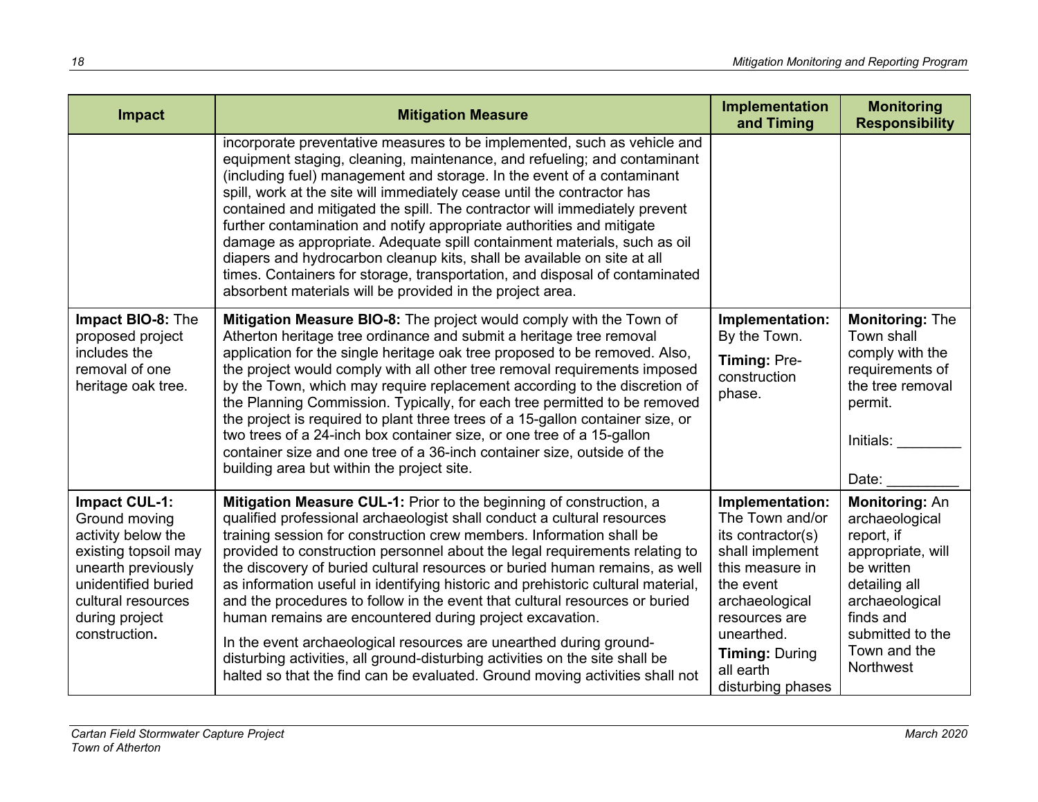| Impact | Mitigation Measure | Implementation and Timing | Monitoring Responsibility |
|---|---|---|---|
| | incorporate preventative measures to be implemented, such as vehicle and equipment staging, cleaning, maintenance, and refueling; and contaminant (including fuel) management and storage. In the event of a contaminant spill, work at the site will immediately cease until the contractor has contained and mitigated the spill. The contractor will immediately prevent further contamination and notify appropriate authorities and mitigate damage as appropriate. Adequate spill containment materials, such as oil diapers and hydrocarbon cleanup kits, shall be available on site at all times. Containers for storage, transportation, and disposal of contaminated absorbent materials will be provided in the project area. | | |
| **Impact BIO-8:** The proposed project includes the removal of one heritage oak tree. | **Mitigation Measure BIO-8:** The project would comply with the Town of Atherton heritage tree ordinance and submit a heritage tree removal application for the single heritage oak tree proposed to be removed. Also, the project would comply with all other tree removal requirements imposed by the Town, which may require replacement according to the discretion of the Planning Commission. Typically, for each tree permitted to be removed the project is required to plant three trees of a 15-gallon container size, or two trees of a 24-inch box container size, or one tree of a 15-gallon container size and one tree of a 36-inch container size, outside of the building area but within the project site. | **Implementation:** By the Town.<br><br>**Timing:** Pre-construction phase. | **Monitoring:** The Town shall comply with the requirements of the tree removal permit.<br><br>Initials: ________<br><br>Date: _________ |
| **Impact CUL-1:** Ground moving activity below the existing topsoil may unearth previously unidentified buried cultural resources during project construction**.** | **Mitigation Measure CUL-1:** Prior to the beginning of construction, a qualified professional archaeologist shall conduct a cultural resources training session for construction crew members. Information shall be provided to construction personnel about the legal requirements relating to the discovery of buried cultural resources or buried human remains, as well as information useful in identifying historic and prehistoric cultural material, and the procedures to follow in the event that cultural resources or buried human remains are encountered during project excavation.<br><br>In the event archaeological resources are unearthed during ground-disturbing activities, all ground-disturbing activities on the site shall be halted so that the find can be evaluated. Ground moving activities shall not | **Implementation:** The Town and/or its contractor(s) shall implement this measure in the event archaeological resources are unearthed.<br><br>**Timing:** During all earth disturbing phases | **Monitoring:** An archaeological report, if appropriate, will be written detailing all archaeological finds and submitted to the Town and the Northwest |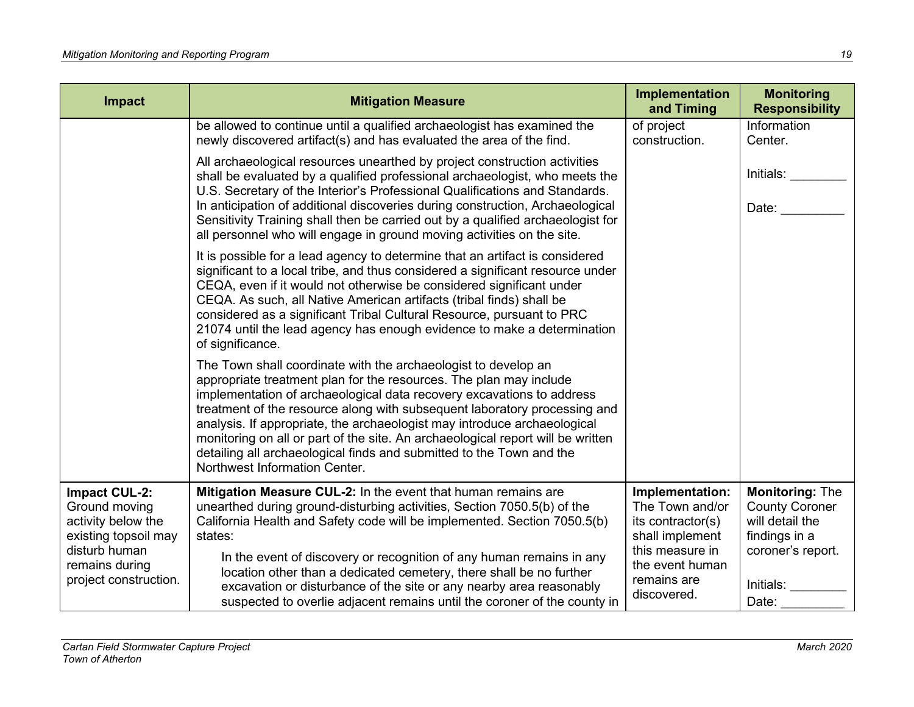| Impact | Mitigation Measure | Implementation and Timing | Monitoring Responsibility |
|---|---|---|---|
| | be allowed to continue until a qualified archaeologist has examined the newly discovered artifact(s) and has evaluated the area of the find.<br><br>All archaeological resources unearthed by project construction activities shall be evaluated by a qualified professional archaeologist, who meets the U.S. Secretary of the Interior's Professional Qualifications and Standards. In anticipation of additional discoveries during construction, Archaeological Sensitivity Training shall then be carried out by a qualified archaeologist for all personnel who will engage in ground moving activities on the site.<br><br>It is possible for a lead agency to determine that an artifact is considered significant to a local tribe, and thus considered a significant resource under CEQA, even if it would not otherwise be considered significant under CEQA. As such, all Native American artifacts (tribal finds) shall be considered as a significant Tribal Cultural Resource, pursuant to PRC 21074 until the lead agency has enough evidence to make a determination of significance.<br><br>The Town shall coordinate with the archaeologist to develop an appropriate treatment plan for the resources. The plan may include implementation of archaeological data recovery excavations to address treatment of the resource along with subsequent laboratory processing and analysis. If appropriate, the archaeologist may introduce archaeological monitoring on all or part of the site. An archaeological report will be written detailing all archaeological finds and submitted to the Town and the Northwest Information Center. | of project construction. | Information Center.<br><br>Initials: ________<br><br>Date: _________ |
| **Impact CUL-2:** Ground moving activity below the existing topsoil may disturb human remains during project construction. | **Mitigation Measure CUL-2:** In the event that human remains are unearthed during ground-disturbing activities, Section 7050.5(b) of the California Health and Safety code will be implemented. Section 7050.5(b) states:<br><br>In the event of discovery or recognition of any human remains in any location other than a dedicated cemetery, there shall be no further excavation or disturbance of the site or any nearby area reasonably suspected to overlie adjacent remains until the coroner of the county in | **Implementation:** The Town and/or its contractor(s) shall implement this measure in the event human remains are discovered. | **Monitoring:** The County Coroner will detail the findings in a coroner's report.<br><br>Initials: ________<br><br>Date: _________ |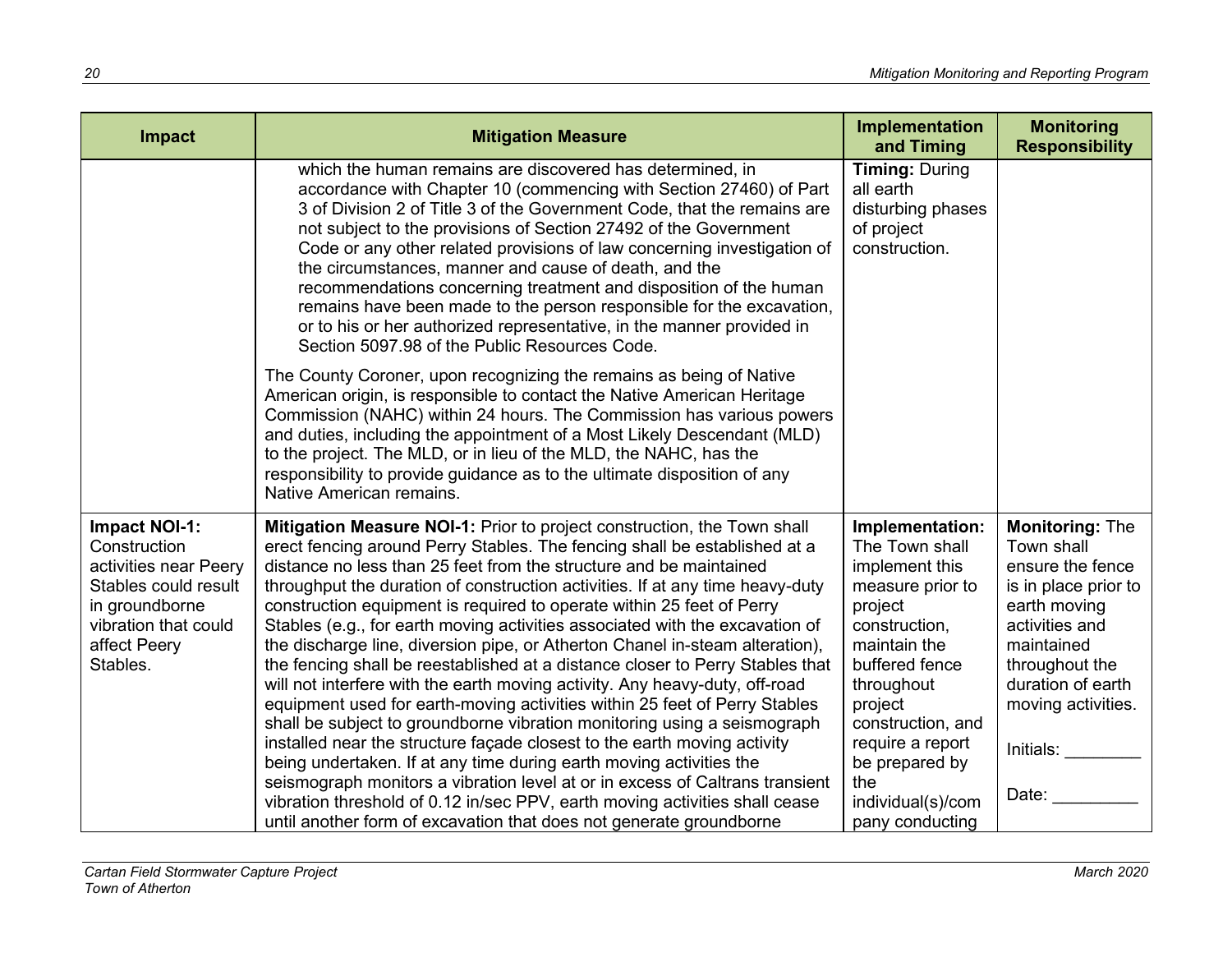| Impact | Mitigation Measure | Implementation and Timing | Monitoring Responsibility |
|---|---|---|---|
| | which the human remains are discovered has determined, in accordance with Chapter 10 (commencing with Section 27460) of Part 3 of Division 2 of Title 3 of the Government Code, that the remains are not subject to the provisions of Section 27492 of the Government Code or any other related provisions of law concerning investigation of the circumstances, manner and cause of death, and the recommendations concerning treatment and disposition of the human remains have been made to the person responsible for the excavation, or to his or her authorized representative, in the manner provided in Section 5097.98 of the Public Resources Code.<br><br>The County Coroner, upon recognizing the remains as being of Native American origin, is responsible to contact the Native American Heritage Commission (NAHC) within 24 hours. The Commission has various powers and duties, including the appointment of a Most Likely Descendant (MLD) to the project. The MLD, or in lieu of the MLD, the NAHC, has the responsibility to provide guidance as to the ultimate disposition of any Native American remains. | **Timing:** During all earth disturbing phases of project construction. | |
| **Impact NOI-1:** Construction activities near Peery Stables could result in groundborne vibration that could affect Peery Stables. | **Mitigation Measure NOI-1:** Prior to project construction, the Town shall erect fencing around Perry Stables. The fencing shall be established at a distance no less than 25 feet from the structure and be maintained throughput the duration of construction activities. If at any time heavy-duty construction equipment is required to operate within 25 feet of Perry Stables (e.g., for earth moving activities associated with the excavation of the discharge line, diversion pipe, or Atherton Chanel in-steam alteration), the fencing shall be reestablished at a distance closer to Perry Stables that will not interfere with the earth moving activity. Any heavy-duty, off-road equipment used for earth-moving activities within 25 feet of Perry Stables shall be subject to groundborne vibration monitoring using a seismograph installed near the structure façade closest to the earth moving activity being undertaken. If at any time during earth moving activities the seismograph monitors a vibration level at or in excess of Caltrans transient vibration threshold of 0.12 in/sec PPV, earth moving activities shall cease until another form of excavation that does not generate groundborne | **Implementation:** The Town shall implement this measure prior to project construction, maintain the buffered fence throughout project construction, and require a report be prepared by the individual(s)/company conducting | **Monitoring:** The Town shall ensure the fence is in place prior to earth moving activities and maintained throughout the duration of earth moving activities.<br><br>Initials: ________<br><br>Date: _________ |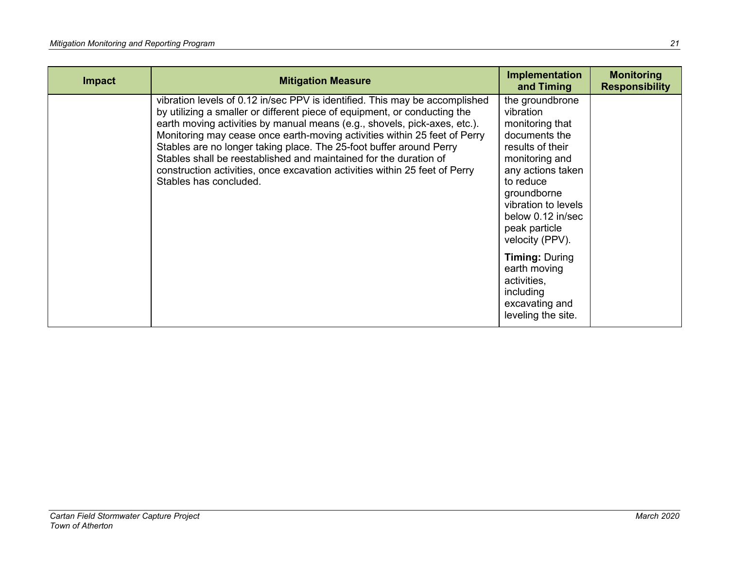| Impact | Mitigation Measure | Implementation and Timing | Monitoring Responsibility |
|---|---|---|---|
| | vibration levels of 0.12 in/sec PPV is identified. This may be accomplished by utilizing a smaller or different piece of equipment, or conducting the earth moving activities by manual means (e.g., shovels, pick-axes, etc.). Monitoring may cease once earth-moving activities within 25 feet of Perry Stables are no longer taking place. The 25-foot buffer around Perry Stables shall be reestablished and maintained for the duration of construction activities, once excavation activities within 25 feet of Perry Stables has concluded. | the groundbrone vibration monitoring that documents the results of their monitoring and any actions taken to reduce groundborne vibration to levels below 0.12 in/sec peak particle velocity (PPV).<br><br>**Timing:** During earth moving activities, including excavating and leveling the site. | |